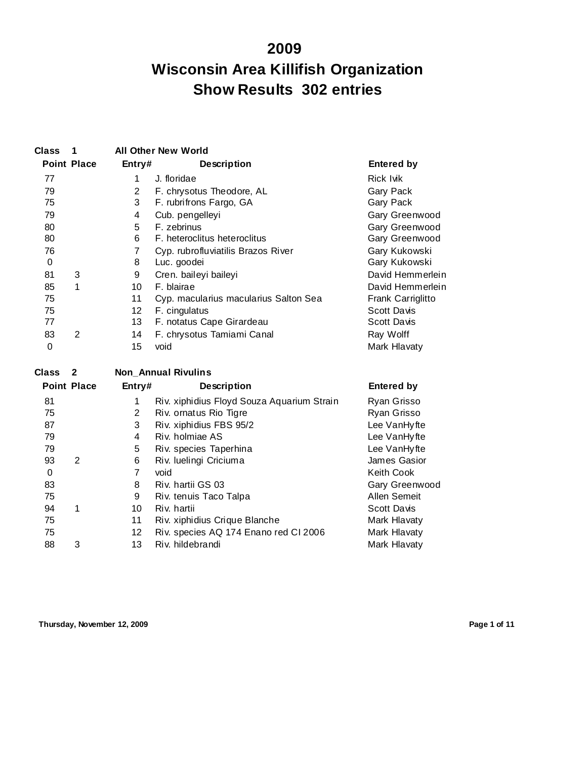# 2009

# Wisconsin Area Killifish Organization

# Show Results 302 entries

**Class 1 All Other New World**

| Point | Place | Entry# | Description | Entered by |
|---|---|---|---|---|
| 77 | | 1 | J. floridae | Rick Ivik |
| 79 | | 2 | F. chrysotus Theodore, AL | Gary Pack |
| 75 | | 3 | F. rubrifrons Fargo, GA | Gary Pack |
| 79 | | 4 | Cub. pengelleyi | Gary Greenwood |
| 80 | | 5 | F. zebrinus | Gary Greenwood |
| 80 | | 6 | F. heteroclitus heteroclitus | Gary Greenwood |
| 76 | | 7 | Cyp. rubrofluviatilis Brazos River | Gary Kukowski |
| 0 | | 8 | Luc. goodei | Gary Kukowski |
| 81 | 3 | 9 | Cren. baileyi baileyi | David Hemmerlein |
| 85 | 1 | 10 | F. blairae | David Hemmerlein |
| 75 | | 11 | Cyp. macularius macularius Salton Sea | Frank Carriglitto |
| 75 | | 12 | F. cingulatus | Scott Davis |
| 77 | | 13 | F. notatus Cape Girardeau | Scott Davis |
| 83 | 2 | 14 | F. chrysotus Tamiami Canal | Ray Wolff |
| 0 | | 15 | void | Mark Hlavaty |

**Class 2 Non_Annual Rivulins**

| Point | Place | Entry# | Description | Entered by |
|---|---|---|---|---|
| 81 | | 1 | Riv. xiphidius Floyd Souza Aquarium Strain | Ryan Grisso |
| 75 | | 2 | Riv. ornatus Rio Tigre | Ryan Grisso |
| 87 | | 3 | Riv. xiphidius FBS 95/2 | Lee VanHyfte |
| 79 | | 4 | Riv. holmiae AS | Lee VanHyfte |
| 79 | | 5 | Riv. species Taperhina | Lee VanHyfte |
| 93 | 2 | 6 | Riv. luelingi Criciuma | James Gasior |
| 0 | | 7 | void | Keith Cook |
| 83 | | 8 | Riv. hartii GS 03 | Gary Greenwood |
| 75 | | 9 | Riv. tenuis Taco Talpa | Allen Semeit |
| 94 | 1 | 10 | Riv. hartii | Scott Davis |
| 75 | | 11 | Riv. xiphidius Crique Blanche | Mark Hlavaty |
| 75 | | 12 | Riv. species AQ 174 Enano red CI 2006 | Mark Hlavaty |
| 88 | 3 | 13 | Riv. hildebrandi | Mark Hlavaty |

Thursday, November 12, 2009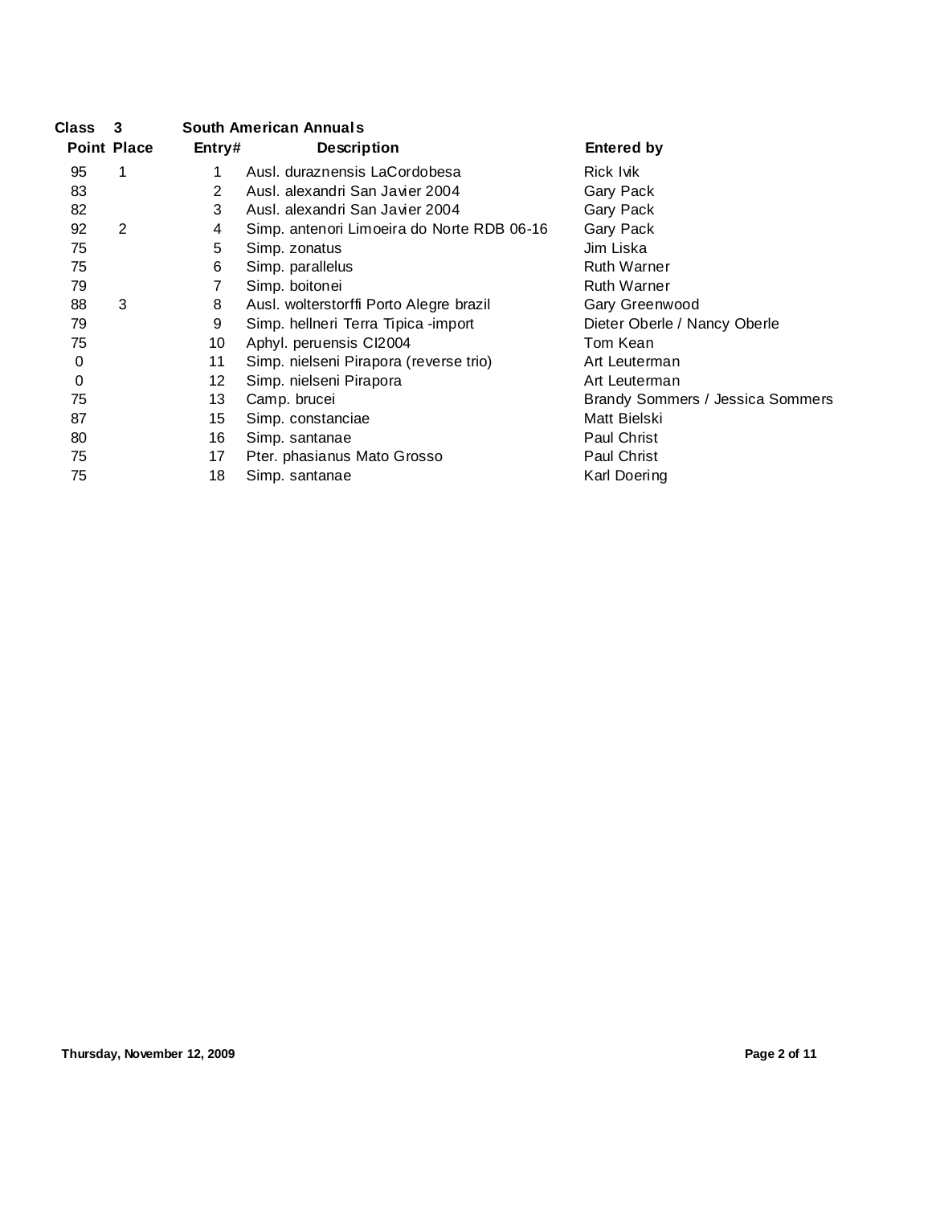**Class 3 South American Annuals**

| Point | Place | Entry# | Description | Entered by |
|---|---|---|---|---|
| 95 | 1 | 1 | Ausl. duraznensis LaCordobesa | Rick Ivik |
| 83 | | 2 | Ausl. alexandri San Javier 2004 | Gary Pack |
| 82 | | 3 | Ausl. alexandri San Javier 2004 | Gary Pack |
| 92 | 2 | 4 | Simp. antenori Limoeira do Norte RDB 06-16 | Gary Pack |
| 75 | | 5 | Simp. zonatus | Jim Liska |
| 75 | | 6 | Simp. parallelus | Ruth Warner |
| 79 | | 7 | Simp. boitonei | Ruth Warner |
| 88 | 3 | 8 | Ausl. wolterstorffi Porto Alegre brazil | Gary Greenwood |
| 79 | | 9 | Simp. hellneri Terra Tipica -import | Dieter Oberle / Nancy Oberle |
| 75 | | 10 | Aphyl. peruensis CI2004 | Tom Kean |
| 0 | | 11 | Simp. nielseni Pirapora (reverse trio) | Art Leuterman |
| 0 | | 12 | Simp. nielseni Pirapora | Art Leuterman |
| 75 | | 13 | Camp. brucei | Brandy Sommers / Jessica Sommers |
| 87 | | 15 | Simp. constanciae | Matt Bielski |
| 80 | | 16 | Simp. santanae | Paul Christ |
| 75 | | 17 | Pter. phasianus Mato Grosso | Paul Christ |
| 75 | | 18 | Simp. santanae | Karl Doering |

Thursday, November 12, 2009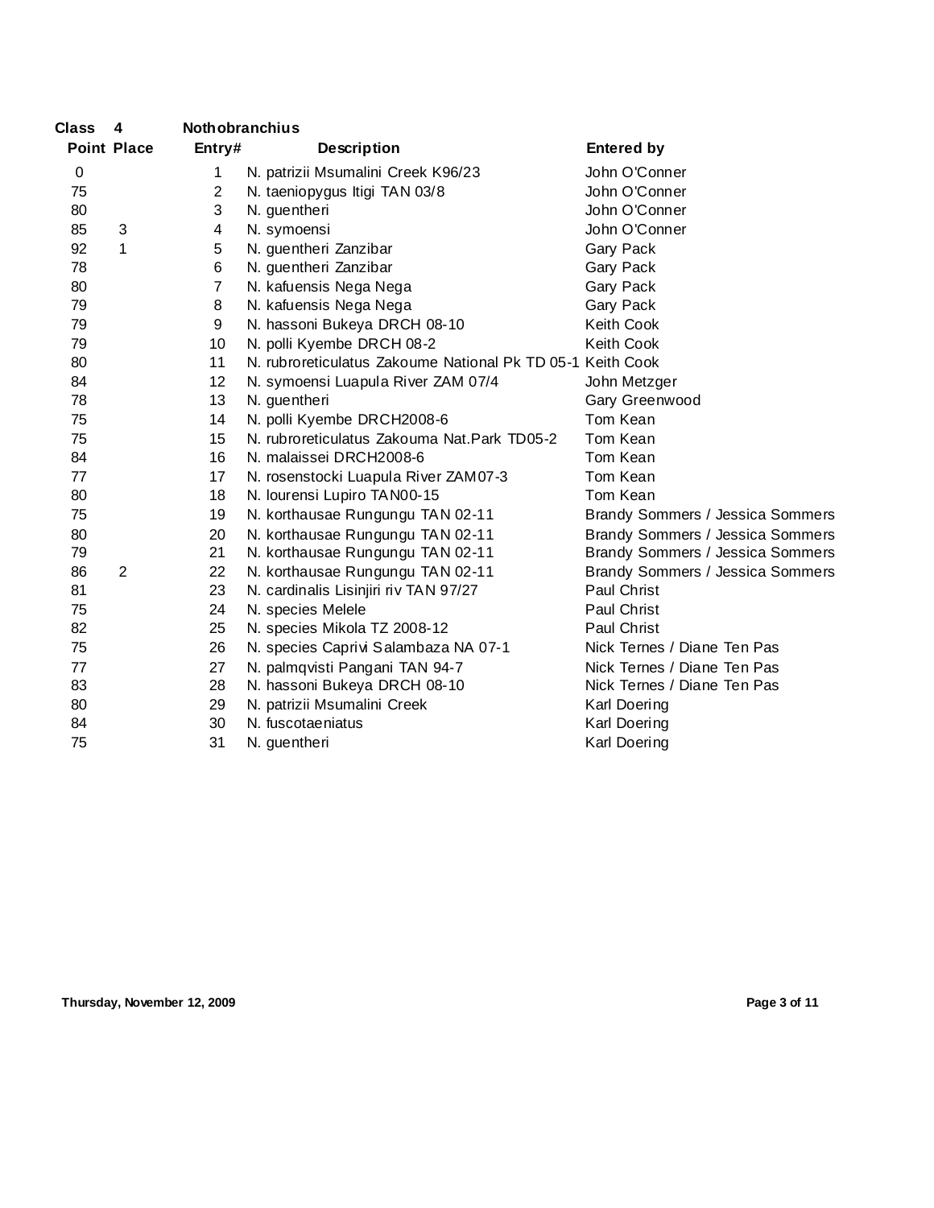**Class 4 Nothobranchius**

| Point | Place | Entry# | Description | Entered by |
|---|---|---|---|---|
| 0 | | 1 | N. patrizii Msumalini Creek K96/23 | John O'Conner |
| 75 | | 2 | N. taeniopygus Itigi TAN 03/8 | John O'Conner |
| 80 | | 3 | N. guentheri | John O'Conner |
| 85 | 3 | 4 | N. symoensi | John O'Conner |
| 92 | 1 | 5 | N. guentheri Zanzibar | Gary Pack |
| 78 | | 6 | N. guentheri Zanzibar | Gary Pack |
| 80 | | 7 | N. kafuensis Nega Nega | Gary Pack |
| 79 | | 8 | N. kafuensis Nega Nega | Gary Pack |
| 79 | | 9 | N. hassoni Bukeya DRCH 08-10 | Keith Cook |
| 79 | | 10 | N. polli Kyembe DRCH 08-2 | Keith Cook |
| 80 | | 11 | N. rubroreticulatus Zakoume National Pk TD 05-1 | Keith Cook |
| 84 | | 12 | N. symoensi Luapula River ZAM 07/4 | John Metzger |
| 78 | | 13 | N. guentheri | Gary Greenwood |
| 75 | | 14 | N. polli Kyembe DRCH2008-6 | Tom Kean |
| 75 | | 15 | N. rubroreticulatus Zakouma Nat.Park TD05-2 | Tom Kean |
| 84 | | 16 | N. malaissei DRCH2008-6 | Tom Kean |
| 77 | | 17 | N. rosenstocki Luapula River ZAM07-3 | Tom Kean |
| 80 | | 18 | N. lourensi Lupiro TAN00-15 | Tom Kean |
| 75 | | 19 | N. korthausae Rungungu TAN 02-11 | Brandy Sommers / Jessica Sommers |
| 80 | | 20 | N. korthausae Rungungu TAN 02-11 | Brandy Sommers / Jessica Sommers |
| 79 | | 21 | N. korthausae Rungungu TAN 02-11 | Brandy Sommers / Jessica Sommers |
| 86 | 2 | 22 | N. korthausae Rungungu TAN 02-11 | Brandy Sommers / Jessica Sommers |
| 81 | | 23 | N. cardinalis Lisinjiri riv TAN 97/27 | Paul Christ |
| 75 | | 24 | N. species Melele | Paul Christ |
| 82 | | 25 | N. species Mikola TZ 2008-12 | Paul Christ |
| 75 | | 26 | N. species Caprivi Salambaza NA 07-1 | Nick Ternes / Diane Ten Pas |
| 77 | | 27 | N. palmqvisti Pangani TAN 94-7 | Nick Ternes / Diane Ten Pas |
| 83 | | 28 | N. hassoni Bukeya DRCH 08-10 | Nick Ternes / Diane Ten Pas |
| 80 | | 29 | N. patrizii Msumalini Creek | Karl Doering |
| 84 | | 30 | N. fuscotaeniatus | Karl Doering |
| 75 | | 31 | N. guentheri | Karl Doering |

Thursday, November 12, 2009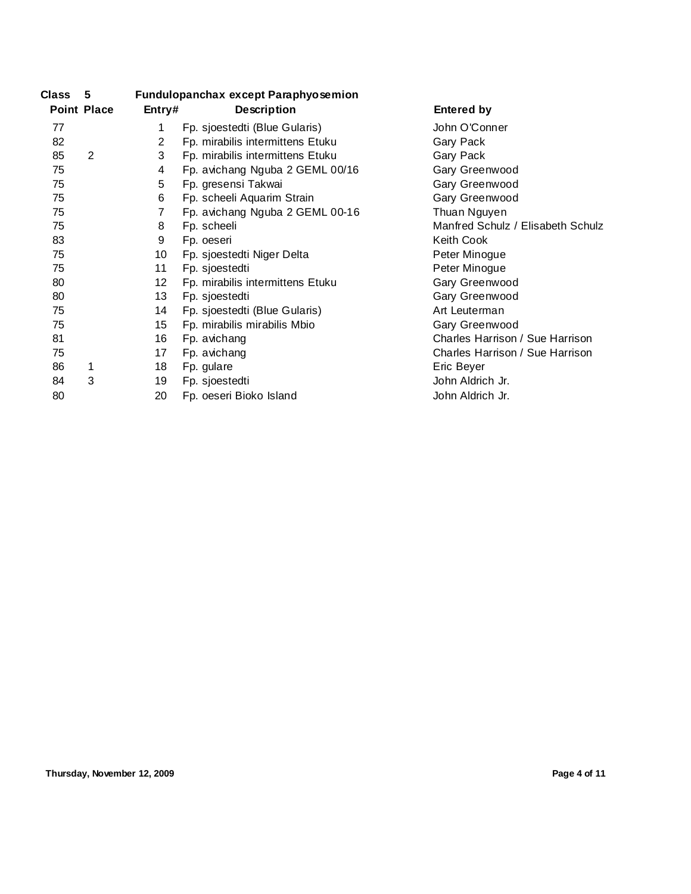**Class 5 Fundulopanchax except Paraphyosemion**

| Point | Place | Entry# | Description | Entered by |
|---|---|---|---|---|
| 77 | | 1 | Fp. sjoestedti (Blue Gularis) | John O'Conner |
| 82 | | 2 | Fp. mirabilis intermittens Etuku | Gary Pack |
| 85 | 2 | 3 | Fp. mirabilis intermittens Etuku | Gary Pack |
| 75 | | 4 | Fp. avichang Nguba 2 GEML 00/16 | Gary Greenwood |
| 75 | | 5 | Fp. gresensi Takwai | Gary Greenwood |
| 75 | | 6 | Fp. scheeli Aquarim Strain | Gary Greenwood |
| 75 | | 7 | Fp. avichang Nguba 2 GEML 00-16 | Thuan Nguyen |
| 75 | | 8 | Fp. scheeli | Manfred Schulz / Elisabeth Schulz |
| 83 | | 9 | Fp. oeseri | Keith Cook |
| 75 | | 10 | Fp. sjoestedti Niger Delta | Peter Minogue |
| 75 | | 11 | Fp. sjoestedti | Peter Minogue |
| 80 | | 12 | Fp. mirabilis intermittens Etuku | Gary Greenwood |
| 80 | | 13 | Fp. sjoestedti | Gary Greenwood |
| 75 | | 14 | Fp. sjoestedti (Blue Gularis) | Art Leuterman |
| 75 | | 15 | Fp. mirabilis mirabilis Mbio | Gary Greenwood |
| 81 | | 16 | Fp. avichang | Charles Harrison / Sue Harrison |
| 75 | | 17 | Fp. avichang | Charles Harrison / Sue Harrison |
| 86 | 1 | 18 | Fp. gulare | Eric Beyer |
| 84 | 3 | 19 | Fp. sjoestedti | John Aldrich Jr. |
| 80 | | 20 | Fp. oeseri Bioko Island | John Aldrich Jr. |

Thursday, November 12, 2009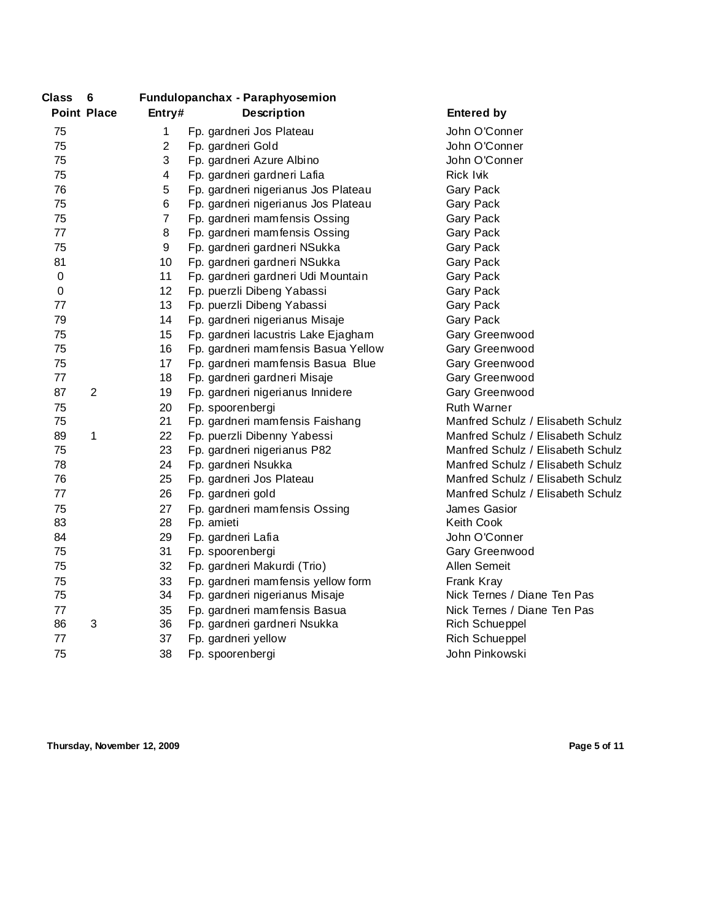**Class 6 Fundulopanchax - Paraphyosemion**

| Point | Place | Entry# | Description | Entered by |
|---|---|---|---|---|
| 75 | | 1 | Fp. gardneri Jos Plateau | John O'Conner |
| 75 | | 2 | Fp. gardneri Gold | John O'Conner |
| 75 | | 3 | Fp. gardneri Azure Albino | John O'Conner |
| 75 | | 4 | Fp. gardneri gardneri Lafia | Rick Ivik |
| 76 | | 5 | Fp. gardneri nigerianus Jos Plateau | Gary Pack |
| 75 | | 6 | Fp. gardneri nigerianus Jos Plateau | Gary Pack |
| 75 | | 7 | Fp. gardneri mamfensis Ossing | Gary Pack |
| 77 | | 8 | Fp. gardneri mamfensis Ossing | Gary Pack |
| 75 | | 9 | Fp. gardneri gardneri NSukka | Gary Pack |
| 81 | | 10 | Fp. gardneri gardneri NSukka | Gary Pack |
| 0 | | 11 | Fp. gardneri gardneri Udi Mountain | Gary Pack |
| 0 | | 12 | Fp. puerzli Dibeng Yabassi | Gary Pack |
| 77 | | 13 | Fp. puerzli Dibeng Yabassi | Gary Pack |
| 79 | | 14 | Fp. gardneri nigerianus Misaje | Gary Pack |
| 75 | | 15 | Fp. gardneri lacustris Lake Ejagham | Gary Greenwood |
| 75 | | 16 | Fp. gardneri mamfensis Basua Yellow | Gary Greenwood |
| 75 | | 17 | Fp. gardneri mamfensis Basua Blue | Gary Greenwood |
| 77 | | 18 | Fp. gardneri gardneri Misaje | Gary Greenwood |
| 87 | 2 | 19 | Fp. gardneri nigerianus Innidere | Gary Greenwood |
| 75 | | 20 | Fp. spoorenbergi | Ruth Warner |
| 75 | | 21 | Fp. gardneri mamfensis Faishang | Manfred Schulz / Elisabeth Schulz |
| 89 | 1 | 22 | Fp. puerzli Dibenny Yabessi | Manfred Schulz / Elisabeth Schulz |
| 75 | | 23 | Fp. gardneri nigerianus P82 | Manfred Schulz / Elisabeth Schulz |
| 78 | | 24 | Fp. gardneri Nsukka | Manfred Schulz / Elisabeth Schulz |
| 76 | | 25 | Fp. gardneri Jos Plateau | Manfred Schulz / Elisabeth Schulz |
| 77 | | 26 | Fp. gardneri gold | Manfred Schulz / Elisabeth Schulz |
| 75 | | 27 | Fp. gardneri mamfensis Ossing | James Gasior |
| 83 | | 28 | Fp. amieti | Keith Cook |
| 84 | | 29 | Fp. gardneri Lafia | John O'Conner |
| 75 | | 31 | Fp. spoorenbergi | Gary Greenwood |
| 75 | | 32 | Fp. gardneri Makurdi (Trio) | Allen Semeit |
| 75 | | 33 | Fp. gardneri mamfensis yellow form | Frank Kray |
| 75 | | 34 | Fp. gardneri nigerianus Misaje | Nick Ternes / Diane Ten Pas |
| 77 | | 35 | Fp. gardneri mamfensis Basua | Nick Ternes / Diane Ten Pas |
| 86 | 3 | 36 | Fp. gardneri gardneri Nsukka | Rich Schueppel |
| 77 | | 37 | Fp. gardneri yellow | Rich Schueppel |
| 75 | | 38 | Fp. spoorenbergi | John Pinkowski |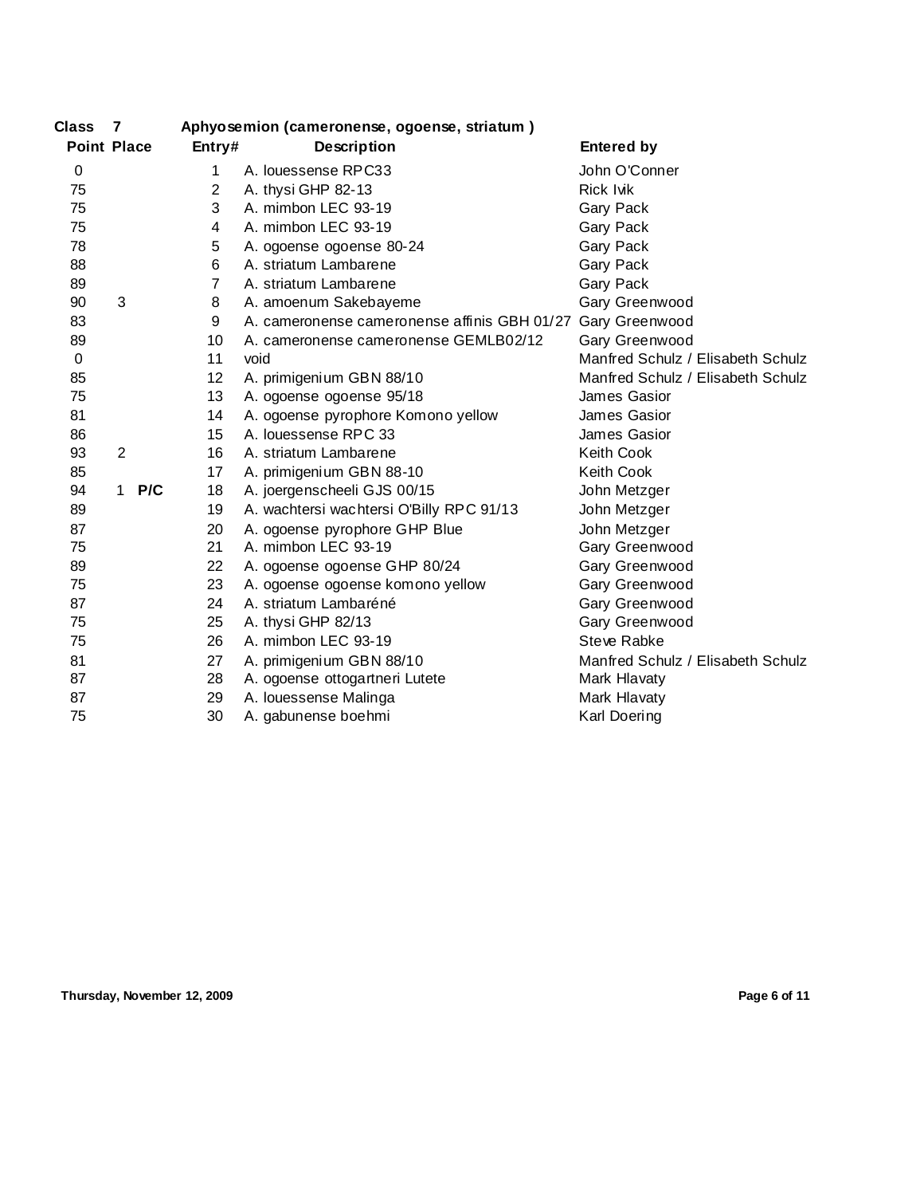**Class 7** **Aphyosemion (cameronense, ogoense, striatum )**

| Point | Place | | Entry# | Description | Entered by |
|---|---|---|---|---|---|
| 0 | | | 1 | A. louessense RPC33 | John O'Conner |
| 75 | | | 2 | A. thysi GHP 82-13 | Rick Ivik |
| 75 | | | 3 | A. mimbon LEC 93-19 | Gary Pack |
| 75 | | | 4 | A. mimbon LEC 93-19 | Gary Pack |
| 78 | | | 5 | A. ogoense ogoense 80-24 | Gary Pack |
| 88 | | | 6 | A. striatum Lambarene | Gary Pack |
| 89 | | | 7 | A. striatum Lambarene | Gary Pack |
| 90 | 3 | | 8 | A. amoenum Sakebayeme | Gary Greenwood |
| 83 | | | 9 | A. cameronense cameronense affinis GBH 01/27 | Gary Greenwood |
| 89 | | | 10 | A. cameronense cameronense GEMLB02/12 | Gary Greenwood |
| 0 | | | 11 | void | Manfred Schulz / Elisabeth Schulz |
| 85 | | | 12 | A. primigenium GBN 88/10 | Manfred Schulz / Elisabeth Schulz |
| 75 | | | 13 | A. ogoense ogoense 95/18 | James Gasior |
| 81 | | | 14 | A. ogoense pyrophore Komono yellow | James Gasior |
| 86 | | | 15 | A. louessense RPC 33 | James Gasior |
| 93 | 2 | | 16 | A. striatum Lambarene | Keith Cook |
| 85 | | | 17 | A. primigenium GBN 88-10 | Keith Cook |
| 94 | 1 | **P/C** | 18 | A. joergenscheeli GJS 00/15 | John Metzger |
| 89 | | | 19 | A. wachtersi wachtersi O'Billy RPC 91/13 | John Metzger |
| 87 | | | 20 | A. ogoense pyrophore GHP Blue | John Metzger |
| 75 | | | 21 | A. mimbon LEC 93-19 | Gary Greenwood |
| 89 | | | 22 | A. ogoense ogoense GHP 80/24 | Gary Greenwood |
| 75 | | | 23 | A. ogoense ogoense komono yellow | Gary Greenwood |
| 87 | | | 24 | A. striatum Lambaréné | Gary Greenwood |
| 75 | | | 25 | A. thysi GHP 82/13 | Gary Greenwood |
| 75 | | | 26 | A. mimbon LEC 93-19 | Steve Rabke |
| 81 | | | 27 | A. primigenium GBN 88/10 | Manfred Schulz / Elisabeth Schulz |
| 87 | | | 28 | A. ogoense ottogartneri Lutete | Mark Hlavaty |
| 87 | | | 29 | A. louessense Malinga | Mark Hlavaty |
| 75 | | | 30 | A. gabunense boehmi | Karl Doering |

Thursday, November 12, 2009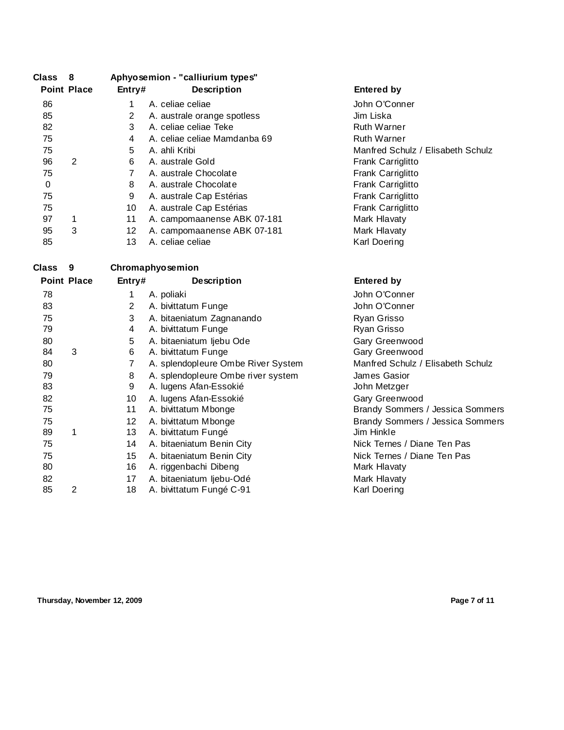## Class 8 Aphyosemion - "calliurium types"

| Point | Place | Entry# | Description | Entered by |
|---|---|---|---|---|
| 86 | | 1 | A. celiae celiae | John O'Conner |
| 85 | | 2 | A. australe orange spotless | Jim Liska |
| 82 | | 3 | A. celiae celiae Teke | Ruth Warner |
| 75 | | 4 | A. celiae celiae Mamdanba 69 | Ruth Warner |
| 75 | | 5 | A. ahli Kribi | Manfred Schulz / Elisabeth Schulz |
| 96 | 2 | 6 | A. australe Gold | Frank Carriglitto |
| 75 | | 7 | A. australe Chocolate | Frank Carriglitto |
| 0 | | 8 | A. australe Chocolate | Frank Carriglitto |
| 75 | | 9 | A. australe Cap Estérias | Frank Carriglitto |
| 75 | | 10 | A. australe Cap Estérias | Frank Carriglitto |
| 97 | 1 | 11 | A. campomaanense ABK 07-181 | Mark Hlavaty |
| 95 | 3 | 12 | A. campomaanense ABK 07-181 | Mark Hlavaty |
| 85 | | 13 | A. celiae celiae | Karl Doering |

## Class 9 Chromaphyosemion

| Point | Place | Entry# | Description | Entered by |
|---|---|---|---|---|
| 78 | | 1 | A. poliaki | John O'Conner |
| 83 | | 2 | A. bivittatum Funge | John O'Conner |
| 75 | | 3 | A. bitaeniatum Zagnanando | Ryan Grisso |
| 79 | | 4 | A. bivittatum Funge | Ryan Grisso |
| 80 | | 5 | A. bitaeniatum Ijebu Ode | Gary Greenwood |
| 84 | 3 | 6 | A. bivittatum Funge | Gary Greenwood |
| 80 | | 7 | A. splendopleure Ombe River System | Manfred Schulz / Elisabeth Schulz |
| 79 | | 8 | A. splendopleure Ombe river system | James Gasior |
| 83 | | 9 | A. lugens Afan-Essokié | John Metzger |
| 82 | | 10 | A. lugens Afan-Essokié | Gary Greenwood |
| 75 | | 11 | A. bivittatum Mbonge | Brandy Sommers / Jessica Sommers |
| 75 | | 12 | A. bivittatum Mbonge | Brandy Sommers / Jessica Sommers |
| 89 | 1 | 13 | A. bivittatum Fungé | Jim Hinkle |
| 75 | | 14 | A. bitaeniatum Benin City | Nick Ternes / Diane Ten Pas |
| 75 | | 15 | A. bitaeniatum Benin City | Nick Ternes / Diane Ten Pas |
| 80 | | 16 | A. riggenbachi Dibeng | Mark Hlavaty |
| 82 | | 17 | A. bitaeniatum Ijebu-Odé | Mark Hlavaty |
| 85 | 2 | 18 | A. bivittatum Fungé C-91 | Karl Doering |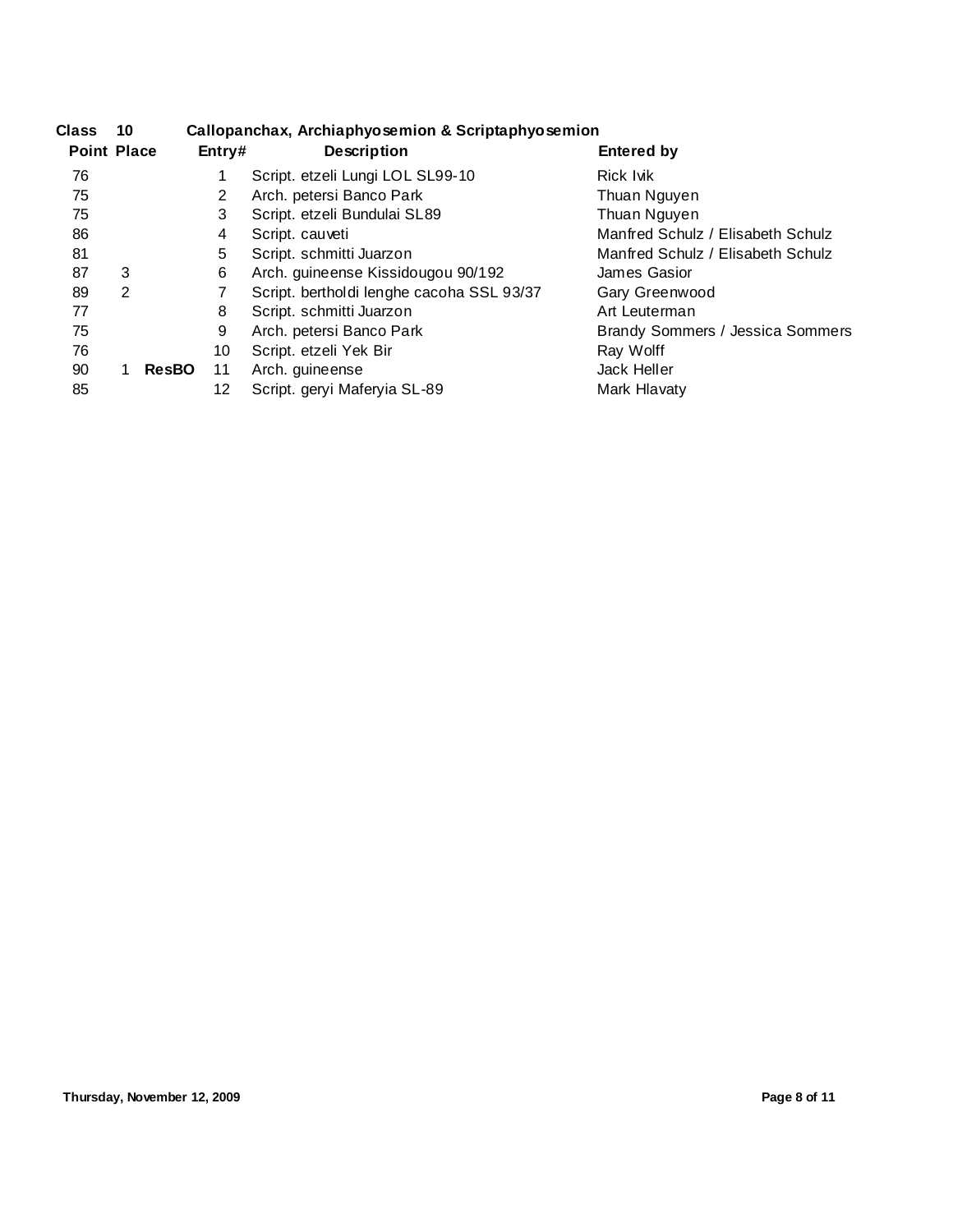**Class 10 Callopanchax, Archiaphyosemion & Scriptaphyosemion**

| Point | Place | | Entry# | Description | Entered by |
|---|---|---|---|---|---|
| 76 | | | 1 | Script. etzeli Lungi LOL SL99-10 | Rick Ivik |
| 75 | | | 2 | Arch. petersi Banco Park | Thuan Nguyen |
| 75 | | | 3 | Script. etzeli Bundulai SL89 | Thuan Nguyen |
| 86 | | | 4 | Script. cauveti | Manfred Schulz / Elisabeth Schulz |
| 81 | | | 5 | Script. schmitti Juarzon | Manfred Schulz / Elisabeth Schulz |
| 87 | 3 | | 6 | Arch. guineense Kissidougou 90/192 | James Gasior |
| 89 | 2 | | 7 | Script. bertholdi lenghe cacoha SSL 93/37 | Gary Greenwood |
| 77 | | | 8 | Script. schmitti Juarzon | Art Leuterman |
| 75 | | | 9 | Arch. petersi Banco Park | Brandy Sommers / Jessica Sommers |
| 76 | | | 10 | Script. etzeli Yek Bir | Ray Wolff |
| 90 | 1 | **ResBO** | 11 | Arch. guineense | Jack Heller |
| 85 | | | 12 | Script. geryi Maferyia SL-89 | Mark Hlavaty |

Thursday, November 12, 2009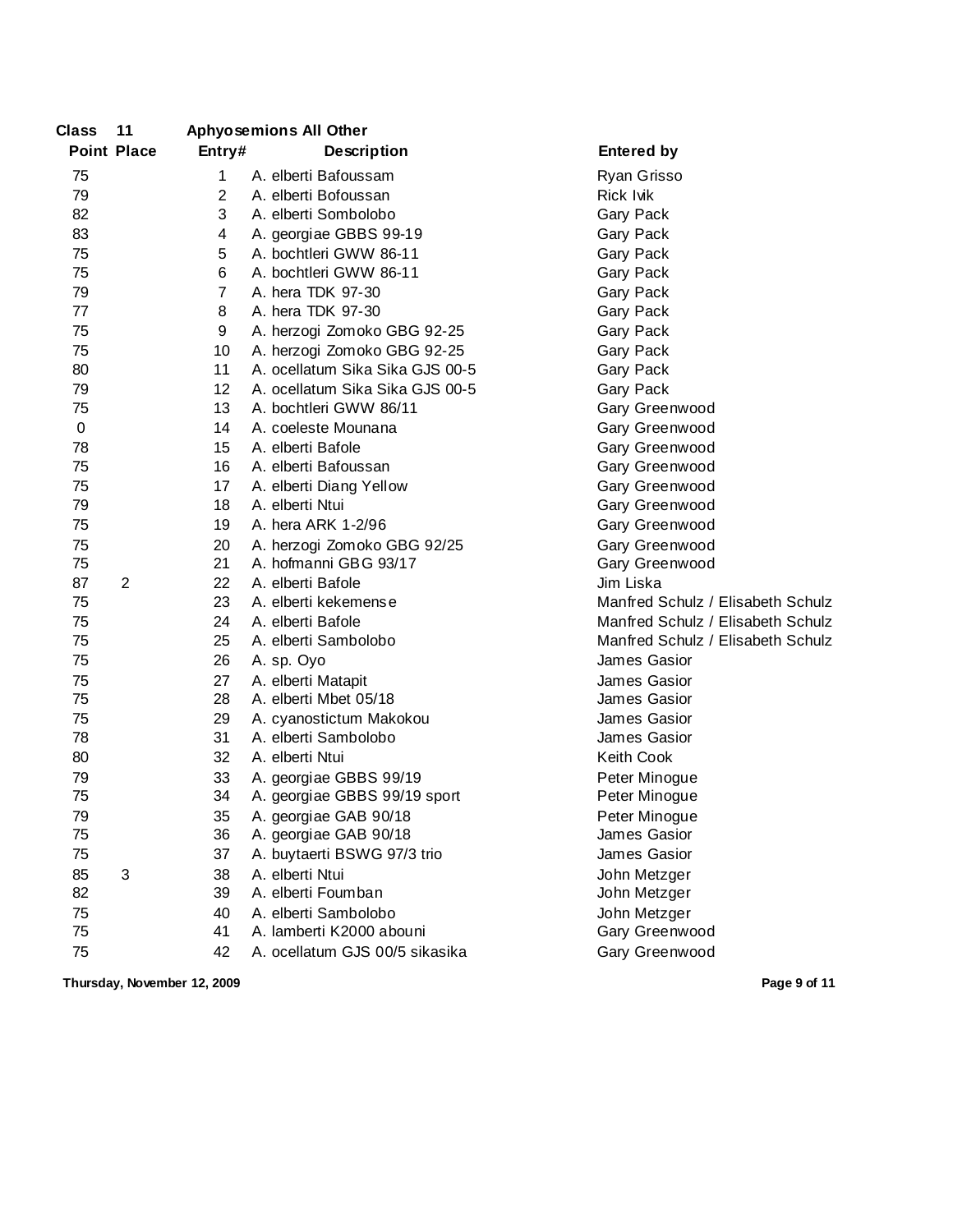**Class 11 Aphyosemions All Other**

| Point | Place | Entry# | Description | Entered by |
|---|---|---|---|---|
| 75 | | 1 | A. elberti Bafoussam | Ryan Grisso |
| 79 | | 2 | A. elberti Bofoussan | Rick Ivik |
| 82 | | 3 | A. elberti Sombolobo | Gary Pack |
| 83 | | 4 | A. georgiae GBBS 99-19 | Gary Pack |
| 75 | | 5 | A. bochtleri GWW 86-11 | Gary Pack |
| 75 | | 6 | A. bochtleri GWW 86-11 | Gary Pack |
| 79 | | 7 | A. hera TDK 97-30 | Gary Pack |
| 77 | | 8 | A. hera TDK 97-30 | Gary Pack |
| 75 | | 9 | A. herzogi Zomoko GBG 92-25 | Gary Pack |
| 75 | | 10 | A. herzogi Zomoko GBG 92-25 | Gary Pack |
| 80 | | 11 | A. ocellatum Sika Sika GJS 00-5 | Gary Pack |
| 79 | | 12 | A. ocellatum Sika Sika GJS 00-5 | Gary Pack |
| 75 | | 13 | A. bochtleri GWW 86/11 | Gary Greenwood |
| 0 | | 14 | A. coeleste Mounana | Gary Greenwood |
| 78 | | 15 | A. elberti Bafole | Gary Greenwood |
| 75 | | 16 | A. elberti Bafoussan | Gary Greenwood |
| 75 | | 17 | A. elberti Diang Yellow | Gary Greenwood |
| 79 | | 18 | A. elberti Ntui | Gary Greenwood |
| 75 | | 19 | A. hera ARK 1-2/96 | Gary Greenwood |
| 75 | | 20 | A. herzogi Zomoko GBG 92/25 | Gary Greenwood |
| 75 | | 21 | A. hofmanni GBG 93/17 | Gary Greenwood |
| 87 | 2 | 22 | A. elberti Bafole | Jim Liska |
| 75 | | 23 | A. elberti kekemense | Manfred Schulz / Elisabeth Schulz |
| 75 | | 24 | A. elberti Bafole | Manfred Schulz / Elisabeth Schulz |
| 75 | | 25 | A. elberti Sambolobo | Manfred Schulz / Elisabeth Schulz |
| 75 | | 26 | A. sp. Oyo | James Gasior |
| 75 | | 27 | A. elberti Matapit | James Gasior |
| 75 | | 28 | A. elberti Mbet 05/18 | James Gasior |
| 75 | | 29 | A. cyanostictum Makokou | James Gasior |
| 78 | | 31 | A. elberti Sambolobo | James Gasior |
| 80 | | 32 | A. elberti Ntui | Keith Cook |
| 79 | | 33 | A. georgiae GBBS 99/19 | Peter Minogue |
| 75 | | 34 | A. georgiae GBBS 99/19 sport | Peter Minogue |
| 79 | | 35 | A. georgiae GAB 90/18 | Peter Minogue |
| 75 | | 36 | A. georgiae GAB 90/18 | James Gasior |
| 75 | | 37 | A. buytaerti BSWG 97/3 trio | James Gasior |
| 85 | 3 | 38 | A. elberti Ntui | John Metzger |
| 82 | | 39 | A. elberti Foumban | John Metzger |
| 75 | | 40 | A. elberti Sambolobo | John Metzger |
| 75 | | 41 | A. lamberti K2000 abouni | Gary Greenwood |
| 75 | | 42 | A. ocellatum GJS 00/5 sikasika | Gary Greenwood |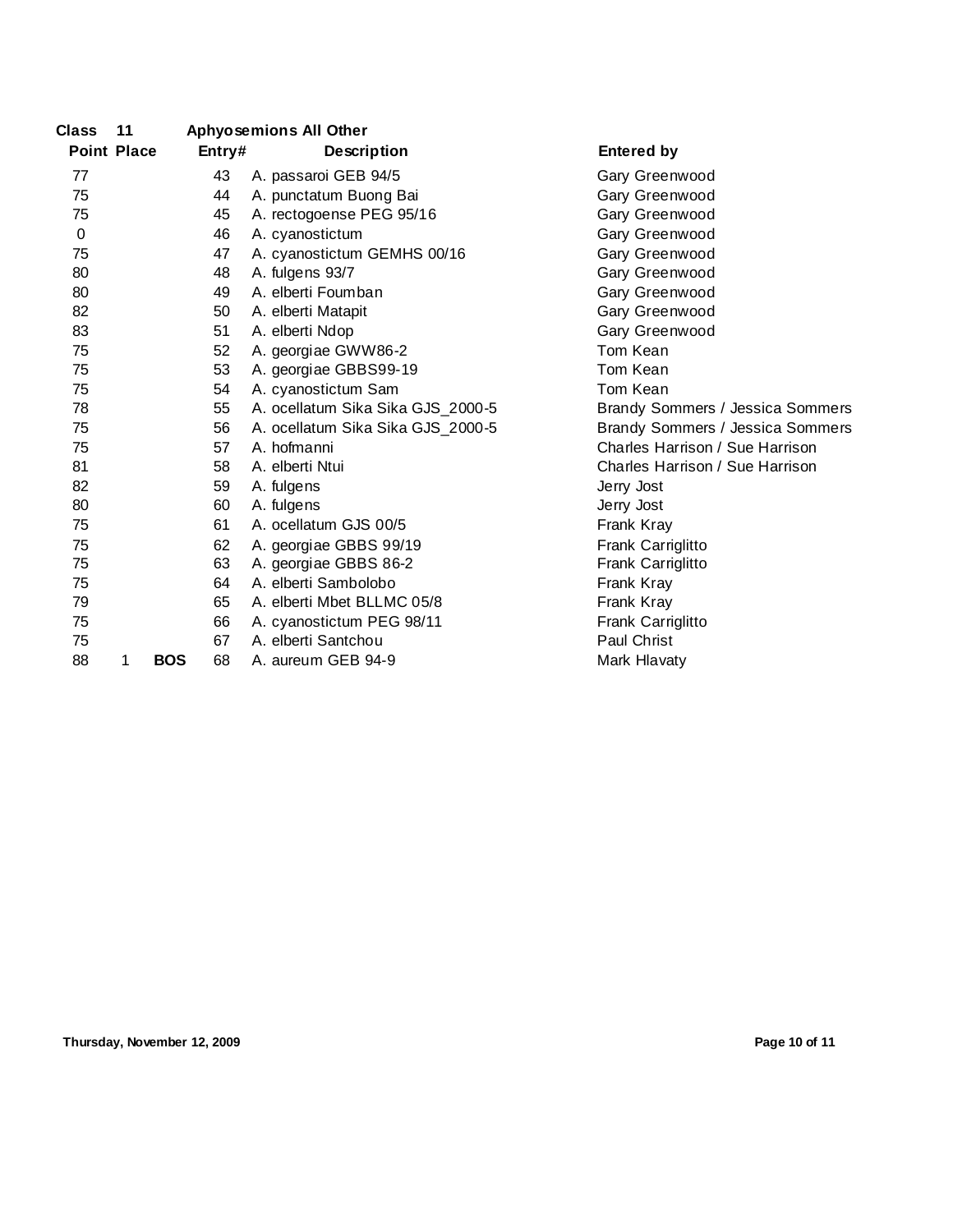**Class 11 Aphyosemions All Other**

| Point | Place | | Entry# | Description | Entered by |
|---|---|---|---|---|---|
| 77 | | | 43 | A. passaroi GEB 94/5 | Gary Greenwood |
| 75 | | | 44 | A. punctatum Buong Bai | Gary Greenwood |
| 75 | | | 45 | A. rectogoense PEG 95/16 | Gary Greenwood |
| 0 | | | 46 | A. cyanostictum | Gary Greenwood |
| 75 | | | 47 | A. cyanostictum GEMHS 00/16 | Gary Greenwood |
| 80 | | | 48 | A. fulgens 93/7 | Gary Greenwood |
| 80 | | | 49 | A. elberti Foumban | Gary Greenwood |
| 82 | | | 50 | A. elberti Matapit | Gary Greenwood |
| 83 | | | 51 | A. elberti Ndop | Gary Greenwood |
| 75 | | | 52 | A. georgiae GWW86-2 | Tom Kean |
| 75 | | | 53 | A. georgiae GBBS99-19 | Tom Kean |
| 75 | | | 54 | A. cyanostictum Sam | Tom Kean |
| 78 | | | 55 | A. ocellatum Sika Sika GJS_2000-5 | Brandy Sommers / Jessica Sommers |
| 75 | | | 56 | A. ocellatum Sika Sika GJS_2000-5 | Brandy Sommers / Jessica Sommers |
| 75 | | | 57 | A. hofmanni | Charles Harrison / Sue Harrison |
| 81 | | | 58 | A. elberti Ntui | Charles Harrison / Sue Harrison |
| 82 | | | 59 | A. fulgens | Jerry Jost |
| 80 | | | 60 | A. fulgens | Jerry Jost |
| 75 | | | 61 | A. ocellatum GJS 00/5 | Frank Kray |
| 75 | | | 62 | A. georgiae GBBS 99/19 | Frank Carriglitto |
| 75 | | | 63 | A. georgiae GBBS 86-2 | Frank Carriglitto |
| 75 | | | 64 | A. elberti Sambolobo | Frank Kray |
| 79 | | | 65 | A. elberti Mbet BLLMC 05/8 | Frank Kray |
| 75 | | | 66 | A. cyanostictum PEG 98/11 | Frank Carriglitto |
| 75 | | | 67 | A. elberti Santchou | Paul Christ |
| 88 | 1 | **BOS** | 68 | A. aureum GEB 94-9 | Mark Hlavaty |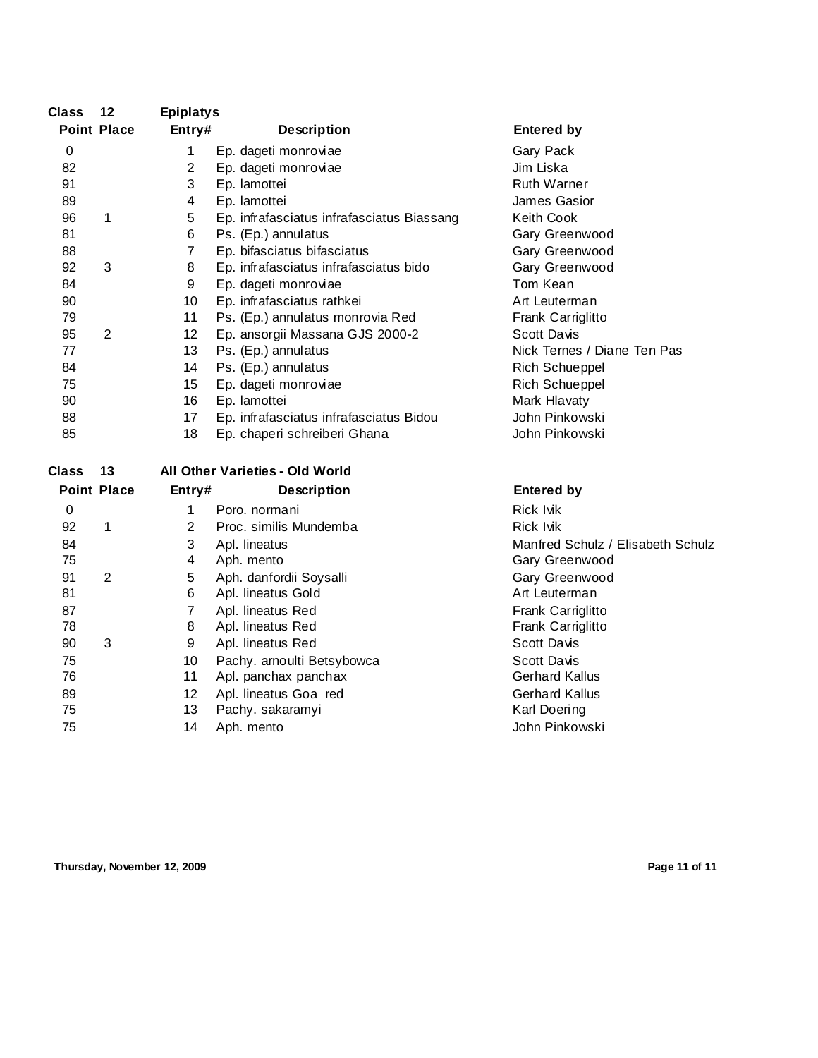**Class 12 Epiplatys**

| Point | Place | Entry# | Description | Entered by |
|---|---|---|---|---|
| 0 | | 1 | Ep. dageti monroviae | Gary Pack |
| 82 | | 2 | Ep. dageti monroviae | Jim Liska |
| 91 | | 3 | Ep. lamottei | Ruth Warner |
| 89 | | 4 | Ep. lamottei | James Gasior |
| 96 | 1 | 5 | Ep. infrafasciatus infrafasciatus Biassang | Keith Cook |
| 81 | | 6 | Ps. (Ep.) annulatus | Gary Greenwood |
| 88 | | 7 | Ep. bifasciatus bifasciatus | Gary Greenwood |
| 92 | 3 | 8 | Ep. infrafasciatus infrafasciatus bido | Gary Greenwood |
| 84 | | 9 | Ep. dageti monroviae | Tom Kean |
| 90 | | 10 | Ep. infrafasciatus rathkei | Art Leuterman |
| 79 | | 11 | Ps. (Ep.) annulatus monrovia Red | Frank Carriglitto |
| 95 | 2 | 12 | Ep. ansorgii Massana GJS 2000-2 | Scott Davis |
| 77 | | 13 | Ps. (Ep.) annulatus | Nick Ternes / Diane Ten Pas |
| 84 | | 14 | Ps. (Ep.) annulatus | Rich Schueppel |
| 75 | | 15 | Ep. dageti monroviae | Rich Schueppel |
| 90 | | 16 | Ep. lamottei | Mark Hlavaty |
| 88 | | 17 | Ep. infrafasciatus infrafasciatus Bidou | John Pinkowski |
| 85 | | 18 | Ep. chaperi schreiberi Ghana | John Pinkowski |

**Class 13 All Other Varieties - Old World**

| Point | Place | Entry# | Description | Entered by |
|---|---|---|---|---|
| 0 | | 1 | Poro. normani | Rick Ivik |
| 92 | 1 | 2 | Proc. similis Mundemba | Rick Ivik |
| 84 | | 3 | Apl. lineatus | Manfred Schulz / Elisabeth Schulz |
| 75 | | 4 | Aph. mento | Gary Greenwood |
| 91 | 2 | 5 | Aph. danfordii Soysalli | Gary Greenwood |
| 81 | | 6 | Apl. lineatus Gold | Art Leuterman |
| 87 | | 7 | Apl. lineatus Red | Frank Carriglitto |
| 78 | | 8 | Apl. lineatus Red | Frank Carriglitto |
| 90 | 3 | 9 | Apl. lineatus Red | Scott Davis |
| 75 | | 10 | Pachy. arnoulti Betsybowca | Scott Davis |
| 76 | | 11 | Apl. panchax panchax | Gerhard Kallus |
| 89 | | 12 | Apl. lineatus Goa red | Gerhard Kallus |
| 75 | | 13 | Pachy. sakaramyi | Karl Doering |
| 75 | | 14 | Aph. mento | John Pinkowski |